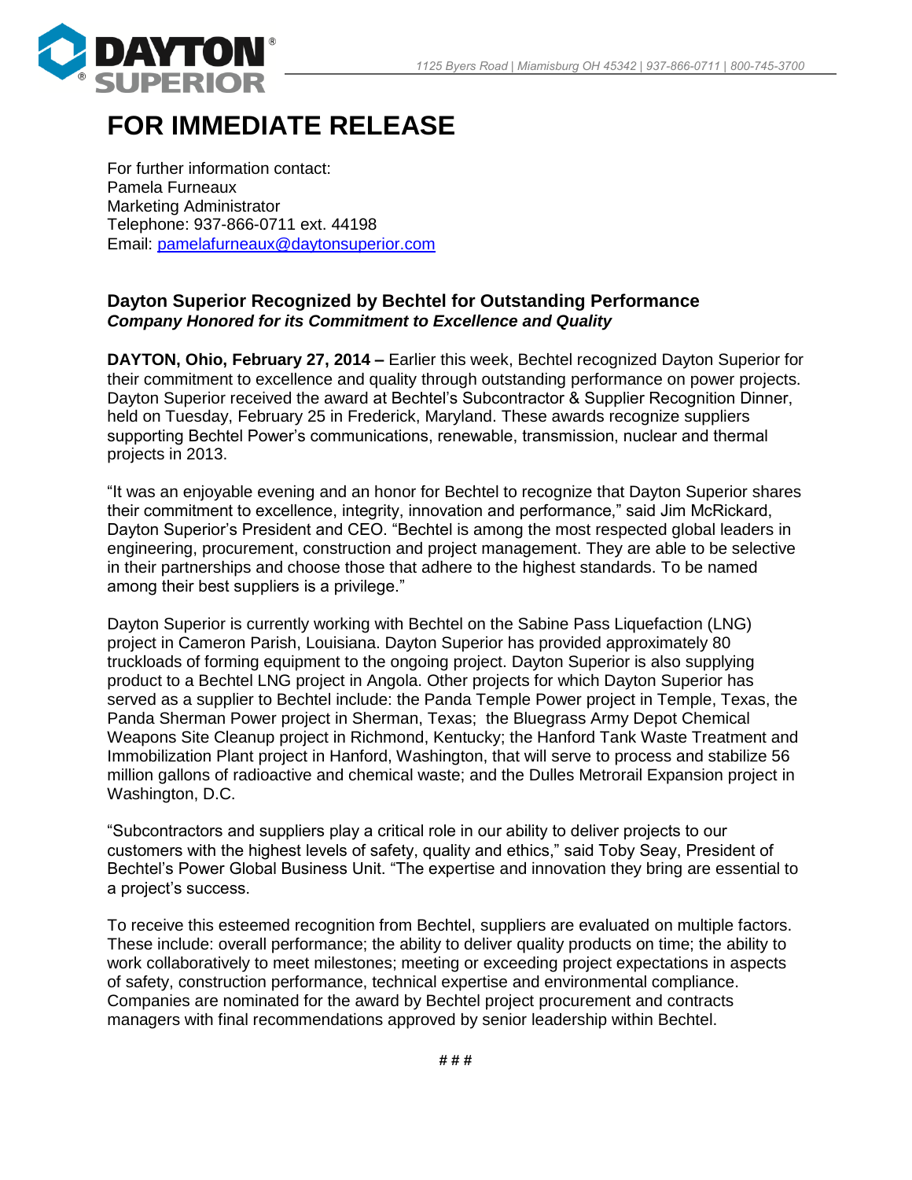# FOR IMMEDIATE RELEASE

For further information contact:
Pamela Furneaux
Marketing Administrator
Telephone: 937-866-0711 ext. 44198
Email: pamelafurneaux@daytonsuperior.com

**Dayton Superior Recognized by Bechtel for Outstanding Performance**
***Company Honored for its Commitment to Excellence and Quality***

**DAYTON, Ohio, February 27, 2014 –** Earlier this week, Bechtel recognized Dayton Superior for their commitment to excellence and quality through outstanding performance on power projects. Dayton Superior received the award at Bechtel's Subcontractor & Supplier Recognition Dinner, held on Tuesday, February 25 in Frederick, Maryland. These awards recognize suppliers supporting Bechtel Power's communications, renewable, transmission, nuclear and thermal projects in 2013.

"It was an enjoyable evening and an honor for Bechtel to recognize that Dayton Superior shares their commitment to excellence, integrity, innovation and performance," said Jim McRickard, Dayton Superior's President and CEO. "Bechtel is among the most respected global leaders in engineering, procurement, construction and project management. They are able to be selective in their partnerships and choose those that adhere to the highest standards. To be named among their best suppliers is a privilege."

Dayton Superior is currently working with Bechtel on the Sabine Pass Liquefaction (LNG) project in Cameron Parish, Louisiana. Dayton Superior has provided approximately 80 truckloads of forming equipment to the ongoing project. Dayton Superior is also supplying product to a Bechtel LNG project in Angola. Other projects for which Dayton Superior has served as a supplier to Bechtel include: the Panda Temple Power project in Temple, Texas, the Panda Sherman Power project in Sherman, Texas; the Bluegrass Army Depot Chemical Weapons Site Cleanup project in Richmond, Kentucky; the Hanford Tank Waste Treatment and Immobilization Plant project in Hanford, Washington, that will serve to process and stabilize 56 million gallons of radioactive and chemical waste; and the Dulles Metrorail Expansion project in Washington, D.C.

"Subcontractors and suppliers play a critical role in our ability to deliver projects to our customers with the highest levels of safety, quality and ethics," said Toby Seay, President of Bechtel's Power Global Business Unit. "The expertise and innovation they bring are essential to a project's success.

To receive this esteemed recognition from Bechtel, suppliers are evaluated on multiple factors. These include: overall performance; the ability to deliver quality products on time; the ability to work collaboratively to meet milestones; meeting or exceeding project expectations in aspects of safety, construction performance, technical expertise and environmental compliance. Companies are nominated for the award by Bechtel project procurement and contracts managers with final recommendations approved by senior leadership within Bechtel.

# # #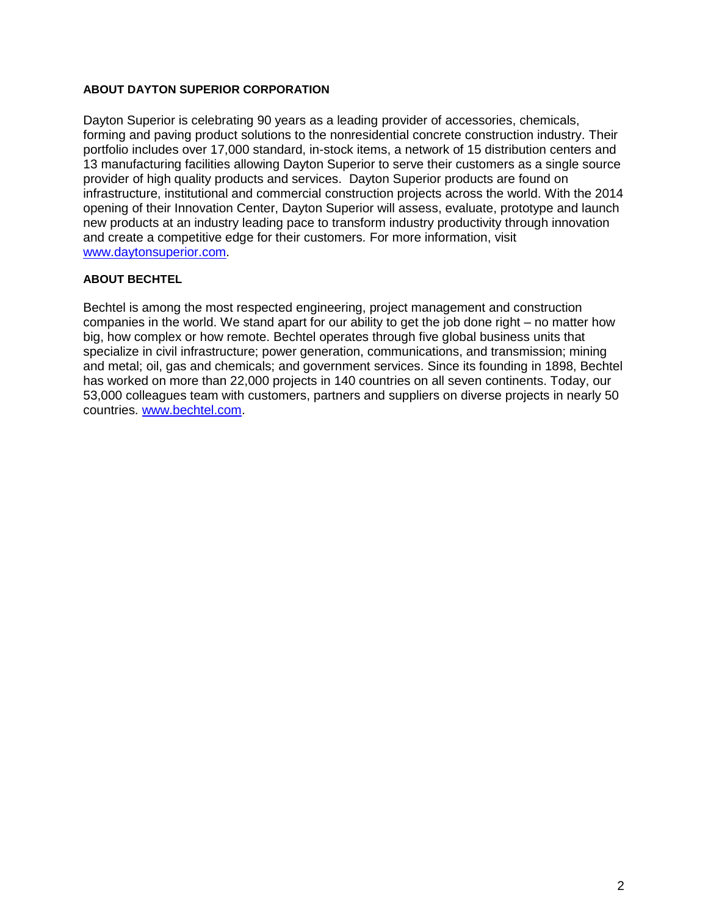**ABOUT DAYTON SUPERIOR CORPORATION**

Dayton Superior is celebrating 90 years as a leading provider of accessories, chemicals, forming and paving product solutions to the nonresidential concrete construction industry. Their portfolio includes over 17,000 standard, in-stock items, a network of 15 distribution centers and 13 manufacturing facilities allowing Dayton Superior to serve their customers as a single source provider of high quality products and services. Dayton Superior products are found on infrastructure, institutional and commercial construction projects across the world. With the 2014 opening of their Innovation Center, Dayton Superior will assess, evaluate, prototype and launch new products at an industry leading pace to transform industry productivity through innovation and create a competitive edge for their customers. For more information, visit www.daytonsuperior.com.

**ABOUT BECHTEL**

Bechtel is among the most respected engineering, project management and construction companies in the world. We stand apart for our ability to get the job done right – no matter how big, how complex or how remote. Bechtel operates through five global business units that specialize in civil infrastructure; power generation, communications, and transmission; mining and metal; oil, gas and chemicals; and government services. Since its founding in 1898, Bechtel has worked on more than 22,000 projects in 140 countries on all seven continents. Today, our 53,000 colleagues team with customers, partners and suppliers on diverse projects in nearly 50 countries. www.bechtel.com.